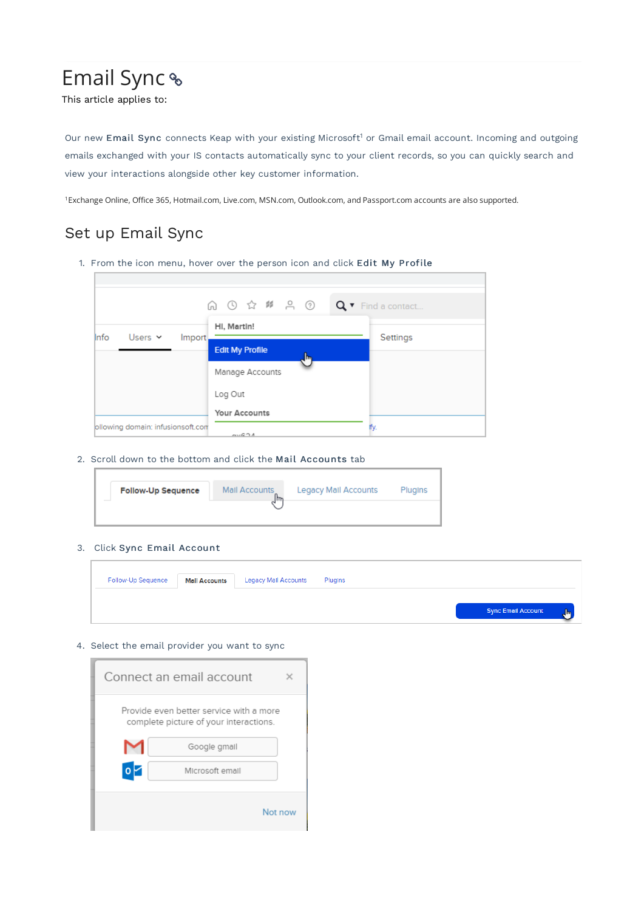# Email Sync

This article applies to:

Our new **Email Sync** connects Keap with your existing Microsoft[1] or Gmail email account. Incoming and outgoing emails exchanged with your IS contacts automatically sync to your client records, so you can quickly search and view your interactions alongside other key customer information.

[1]Exchange Online, Office 365, Hotmail.com, Live.com, MSN.com, Outlook.com, and Passport.com accounts are also supported.

## Set up Email Sync

1. From the icon menu, hover over the person icon and click **Edit My Profile**
2. Scroll down to the bottom and click the **Mail Accounts** tab
3. Click **Sync Email Account**
4. Select the email provider you want to sync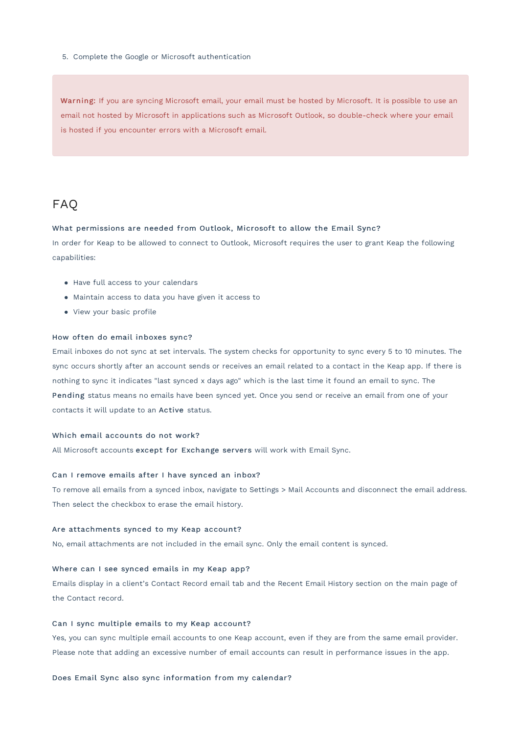5. Complete the Google or Microsoft authentication

**Warning:** If you are syncing Microsoft email, your email must be hosted by Microsoft. It is possible to use an email not hosted by Microsoft in applications such as Microsoft Outlook, so double-check where your email is hosted if you encounter errors with a Microsoft email.

## FAQ

**What permissions are needed from Outlook, Microsoft to allow the Email Sync?**

In order for Keap to be allowed to connect to Outlook, Microsoft requires the user to grant Keap the following capabilities:

- Have full access to your calendars
- Maintain access to data you have given it access to
- View your basic profile

**How often do email inboxes sync?**

Email inboxes do not sync at set intervals. The system checks for opportunity to sync every 5 to 10 minutes. The sync occurs shortly after an account sends or receives an email related to a contact in the Keap app. If there is nothing to sync it indicates "last synced x days ago" which is the last time it found an email to sync. The **Pending** status means no emails have been synced yet. Once you send or receive an email from one of your contacts it will update to an **Active** status.

**Which email accounts do not work?**

All Microsoft accounts **except for Exchange servers** will work with Email Sync.

**Can I remove emails after I have synced an inbox?**

To remove all emails from a synced inbox, navigate to Settings > Mail Accounts and disconnect the email address. Then select the checkbox to erase the email history.

**Are attachments synced to my Keap account?**

No, email attachments are not included in the email sync. Only the email content is synced.

**Where can I see synced emails in my Keap app?**

Emails display in a client's Contact Record email tab and the Recent Email History section on the main page of the Contact record.

**Can I sync multiple emails to my Keap account?**

Yes, you can sync multiple email accounts to one Keap account, even if they are from the same email provider. Please note that adding an excessive number of email accounts can result in performance issues in the app.

**Does Email Sync also sync information from my calendar?**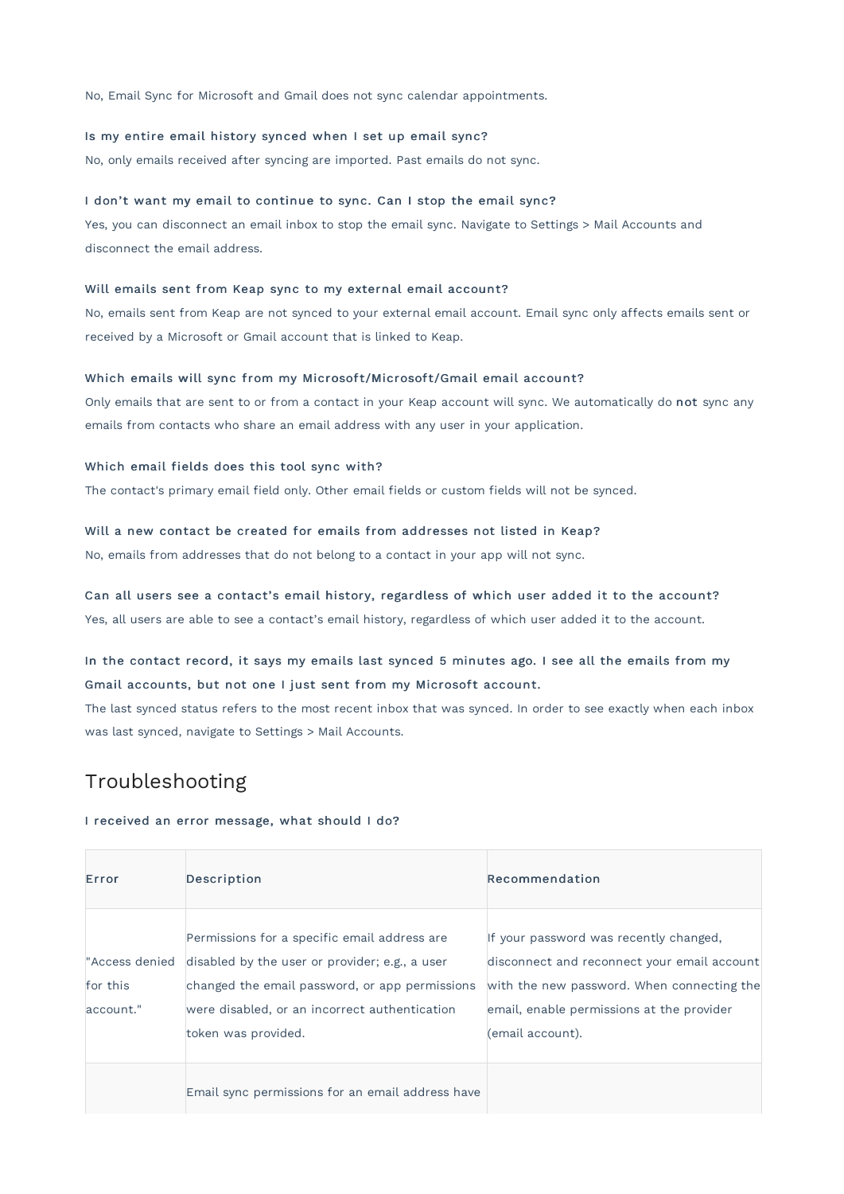No, Email Sync for Microsoft and Gmail does not sync calendar appointments.

**Is my entire email history synced when I set up email sync?**

No, only emails received after syncing are imported. Past emails do not sync.

**I don't want my email to continue to sync. Can I stop the email sync?**

Yes, you can disconnect an email inbox to stop the email sync. Navigate to Settings > Mail Accounts and disconnect the email address.

**Will emails sent from Keap sync to my external email account?**

No, emails sent from Keap are not synced to your external email account. Email sync only affects emails sent or received by a Microsoft or Gmail account that is linked to Keap.

**Which emails will sync from my Microsoft/Microsoft/Gmail email account?**

Only emails that are sent to or from a contact in your Keap account will sync. We automatically do **not** sync any emails from contacts who share an email address with any user in your application.

**Which email fields does this tool sync with?**

The contact's primary email field only. Other email fields or custom fields will not be synced.

**Will a new contact be created for emails from addresses not listed in Keap?**

No, emails from addresses that do not belong to a contact in your app will not sync.

**Can all users see a contact's email history, regardless of which user added it to the account?**

Yes, all users are able to see a contact's email history, regardless of which user added it to the account.

**In the contact record, it says my emails last synced 5 minutes ago. I see all the emails from my Gmail accounts, but not one I just sent from my Microsoft account.**

The last synced status refers to the most recent inbox that was synced. In order to see exactly when each inbox was last synced, navigate to Settings > Mail Accounts.

## Troubleshooting

**I received an error message, what should I do?**

| Error | Description | Recommendation |
|---|---|---|
| "Access denied for this account." | Permissions for a specific email address are disabled by the user or provider; e.g., a user changed the email password, or app permissions were disabled, or an incorrect authentication token was provided. | If your password was recently changed, disconnect and reconnect your email account with the new password. When connecting the email, enable permissions at the provider (email account). |
| | Email sync permissions for an email address have | |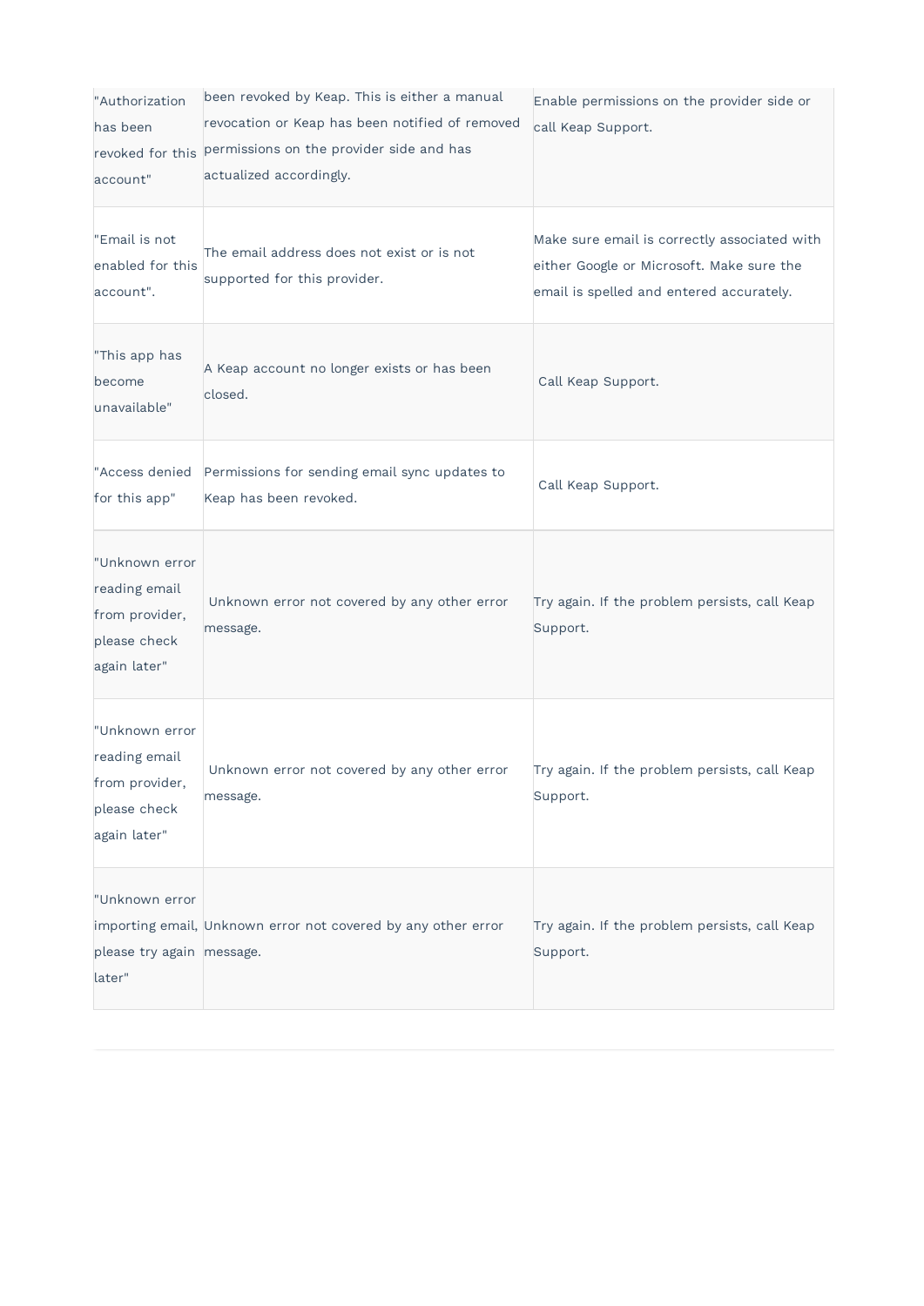| | | |
|---|---|---|
| "Authorization has been revoked for this account" | been revoked by Keap. This is either a manual revocation or Keap has been notified of removed permissions on the provider side and has actualized accordingly. | Enable permissions on the provider side or call Keap Support. |
| "Email is not enabled for this account". | The email address does not exist or is not supported for this provider. | Make sure email is correctly associated with either Google or Microsoft. Make sure the email is spelled and entered accurately. |
| "This app has become unavailable" | A Keap account no longer exists or has been closed. | Call Keap Support. |
| "Access denied for this app" | Permissions for sending email sync updates to Keap has been revoked. | Call Keap Support. |
| "Unknown error reading email from provider, please check again later" | Unknown error not covered by any other error message. | Try again. If the problem persists, call Keap Support. |
| "Unknown error reading email from provider, please check again later" | Unknown error not covered by any other error message. | Try again. If the problem persists, call Keap Support. |
| "Unknown error importing email, please try again later" | Unknown error not covered by any other error message. | Try again. If the problem persists, call Keap Support. |